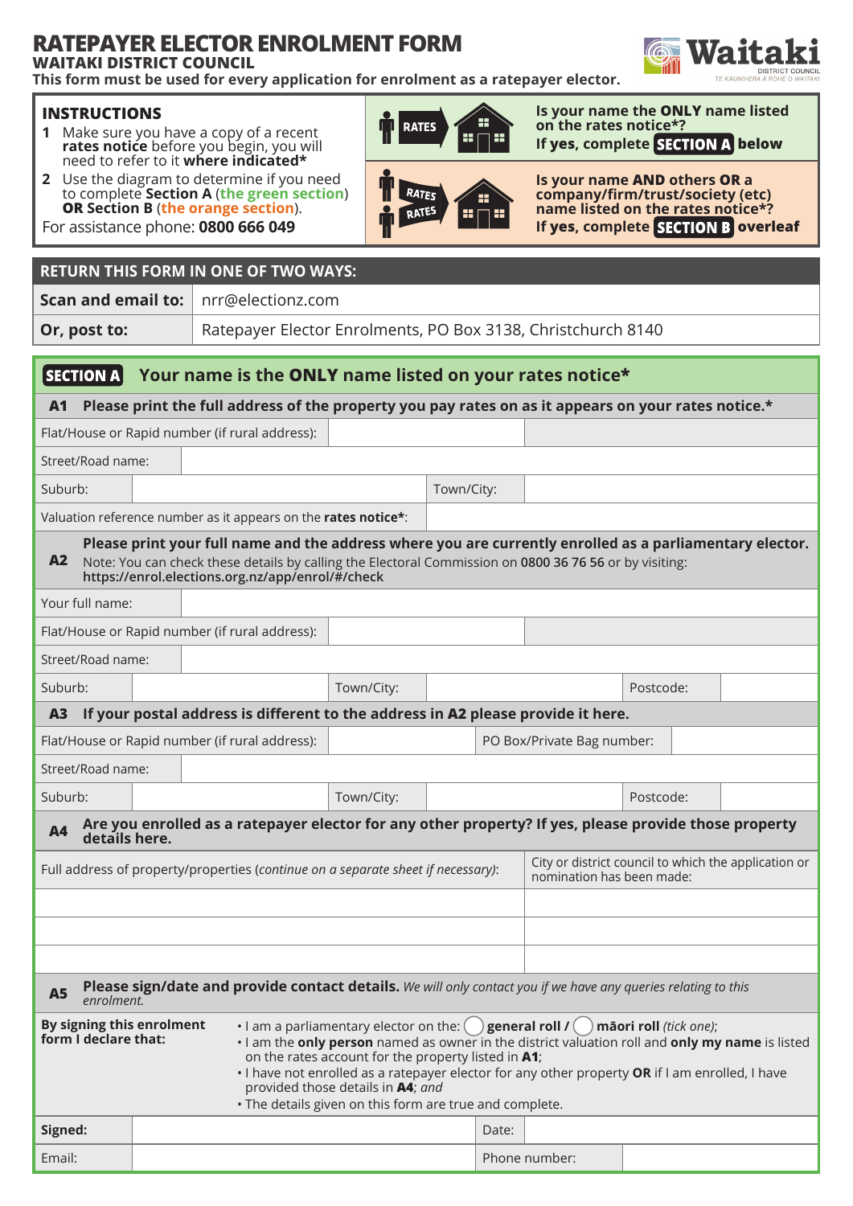# RATEPAYER ELECTOR ENROLMENT FORM

**WAITAKI DISTRICT COUNCIL**

**This form must be used for every application for enrolment as a ratepayer elector.**

Waitaki DISTRICT COUNCIL TE KAUNIHERA Ā ROHE O WAITAKI

## INSTRUCTIONS

1. Make sure you have a copy of a recent **rates notice** before you begin, you will need to refer to it **where indicated***
2. Use the diagram to determine if you need to complete **Section A** (the green section) **OR Section B** (the orange section).

For assistance phone: **0800 666 049**

**Is your name the ONLY name listed on the rates notice*?**
**If yes, complete SECTION A below**

**Is your name AND others OR a company/firm/trust/society (etc) name listed on the rates notice*?**
**If yes, complete SECTION B overleaf**

| RETURN THIS FORM IN ONE OF TWO WAYS: | |
|---|---|
| **Scan and email to:** | nrr@electionz.com |
| **Or, post to:** | Ratepayer Elector Enrolments, PO Box 3138, Christchurch 8140 |

## SECTION A Your name is the ONLY name listed on your rates notice*

**A1 Please print the full address of the property you pay rates on as it appears on your rates notice.***

| | | | |
|---|---|---|---|
| Flat/House or Rapid number (if rural address): | | | |
| Street/Road name: | | | |
| Suburb: | | Town/City: | |
| Valuation reference number as it appears on the **rates notice***: | | | |

**A2 Please print your full name and the address where you are currently enrolled as a parliamentary elector.**
Note: You can check these details by calling the Electoral Commission on **0800 36 76 56** or by visiting: **https://enrol.elections.org.nz/app/enrol/#/check**

| | | | | | |
|---|---|---|---|---|---|
| Your full name: | | | | | |
| Flat/House or Rapid number (if rural address): | | | | | |
| Street/Road name: | | | | | |
| Suburb: | | Town/City: | | Postcode: | |

**A3 If your postal address is different to the address in A2 please provide it here.**

| | | | | | |
|---|---|---|---|---|---|
| Flat/House or Rapid number (if rural address): | | PO Box/Private Bag number: | | | |
| Street/Road name: | | | | | |
| Suburb: | | Town/City: | | Postcode: | |

**A4 Are you enrolled as a ratepayer elector for any other property? If yes, please provide those property details here.**

| Full address of property/properties (*continue on a separate sheet if necessary*): | City or district council to which the application or nomination has been made: |
|---|---|
| | |
| | |
| | |

**A5 Please sign/date and provide contact details.** *We will only contact you if we have any queries relating to this enrolment.*

**By signing this enrolment form I declare that:**

- I am a parliamentary elector on the: ◯ **general roll** / ◯ **māori roll** *(tick one)*;
- I am the **only person** named as owner in the district valuation roll and **only my name** is listed on the rates account for the property listed in **A1**;
- I have not enrolled as a ratepayer elector for any other property **OR** if I am enrolled, I have provided those details in **A4**; *and*
- The details given on this form are true and complete.

| | | | |
|---|---|---|---|
| **Signed:** | | Date: | |
| Email: | | Phone number: | |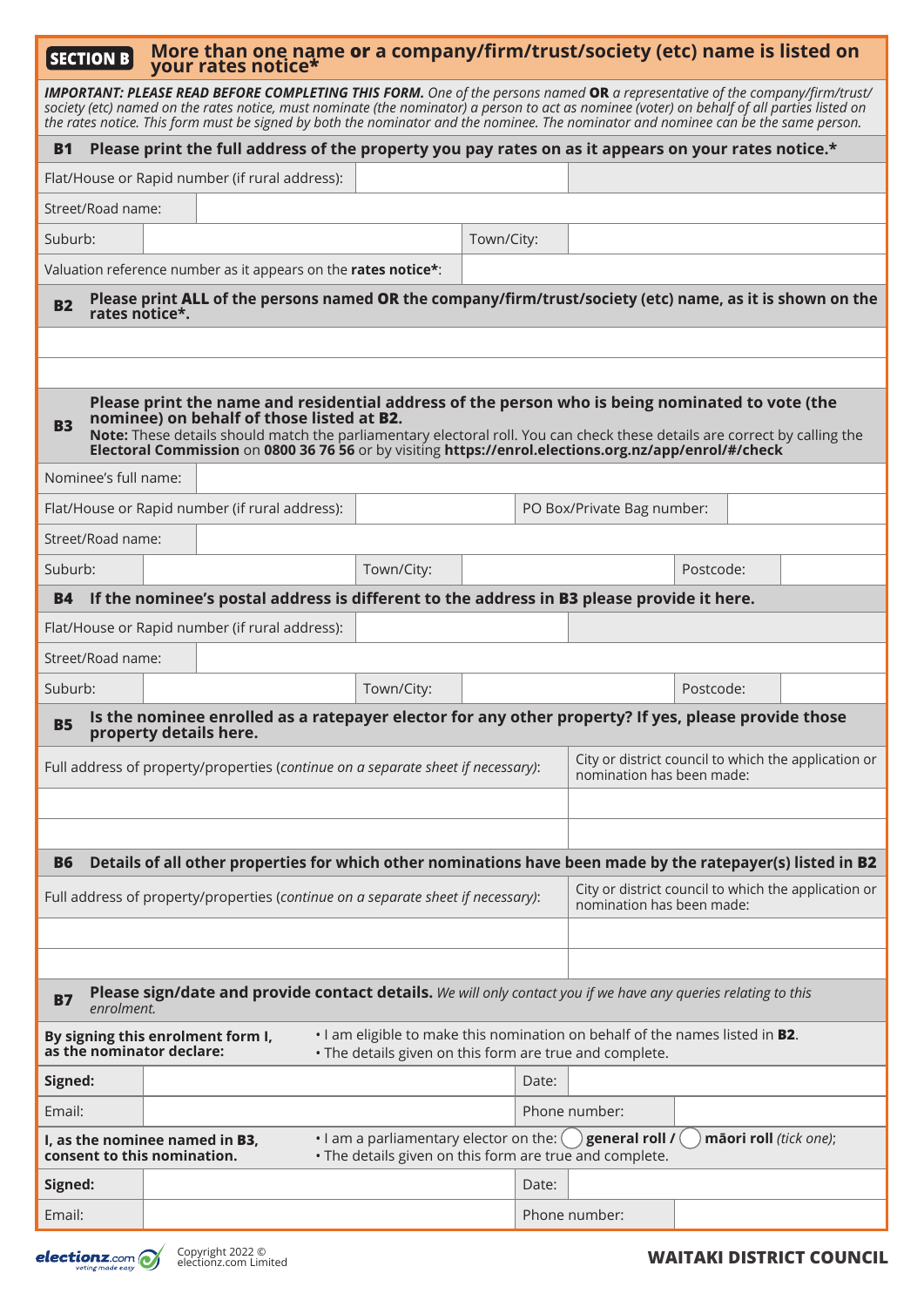## SECTION B More than one name or a company/firm/trust/society (etc) name is listed on your rates notice*

***IMPORTANT: PLEASE READ BEFORE COMPLETING THIS FORM.*** *One of the persons named* **OR** *a representative of the company/firm/trust/society (etc) named on the rates notice, must nominate (the nominator) a person to act as nominee (voter) on behalf of all parties listed on the rates notice. This form must be signed by both the nominator and the nominee. The nominator and nominee can be the same person.*

### B1 Please print the full address of the property you pay rates on as it appears on your rates notice.*

| | | | |
|---|---|---|---|
| Flat/House or Rapid number (if rural address): | | | |
| Street/Road name: | | | |
| Suburb: | | Town/City: | |
| Valuation reference number as it appears on the **rates notice***: | | | |

### B2 Please print ALL of the persons named OR the company/firm/trust/society (etc) name, as it is shown on the rates notice*.

| |
|---|
| |
| |

### B3 Please print the name and residential address of the person who is being nominated to vote (the nominee) on behalf of those listed at B2.

**Note:** These details should match the parliamentary electoral roll. You can check these details are correct by calling the **Electoral Commission** on **0800 36 76 56** or by visiting **https://enrol.elections.org.nz/app/enrol/#/check**

| | | | | | |
|---|---|---|---|---|---|
| Nominee's full name: | | | | | |
| Flat/House or Rapid number (if rural address): | | PO Box/Private Bag number: | | | |
| Street/Road name: | | | | | |
| Suburb: | | Town/City: | | Postcode: | |

### B4 If the nominee's postal address is different to the address in B3 please provide it here.

| | | | | | |
|---|---|---|---|---|---|
| Flat/House or Rapid number (if rural address): | | | | | |
| Street/Road name: | | | | | |
| Suburb: | | Town/City: | | Postcode: | |

### B5 Is the nominee enrolled as a ratepayer elector for any other property? If yes, please provide those property details here.

| Full address of property/properties (*continue on a separate sheet if necessary*): | City or district council to which the application or nomination has been made: |
|---|---|
| | |
| | |

### B6 Details of all other properties for which other nominations have been made by the ratepayer(s) listed in B2

| Full address of property/properties (*continue on a separate sheet if necessary*): | City or district council to which the application or nomination has been made: |
|---|---|
| | |
| | |

### B7 Please sign/date and provide contact details. *We will only contact you if we have any queries relating to this enrolment.*

**By signing this enrolment form I, as the nominator declare:**
- I am eligible to make this nomination on behalf of the names listed in **B2**.
- The details given on this form are true and complete.

| | | | |
|---|---|---|---|
| **Signed:** | | Date: | |
| Email: | | Phone number: | |

**I, as the nominee named in B3, consent to this nomination.**
- I am a parliamentary elector on the: ◯ **general roll** / ◯ **māori roll** *(tick one)*;
- The details given on this form are true and complete.

| | | | |
|---|---|---|---|
| **Signed:** | | Date: | |
| Email: | | Phone number: | |

electionz.com *voting made easy* Copyright 2022 © electionz.com Limited

**WAITAKI DISTRICT COUNCIL**